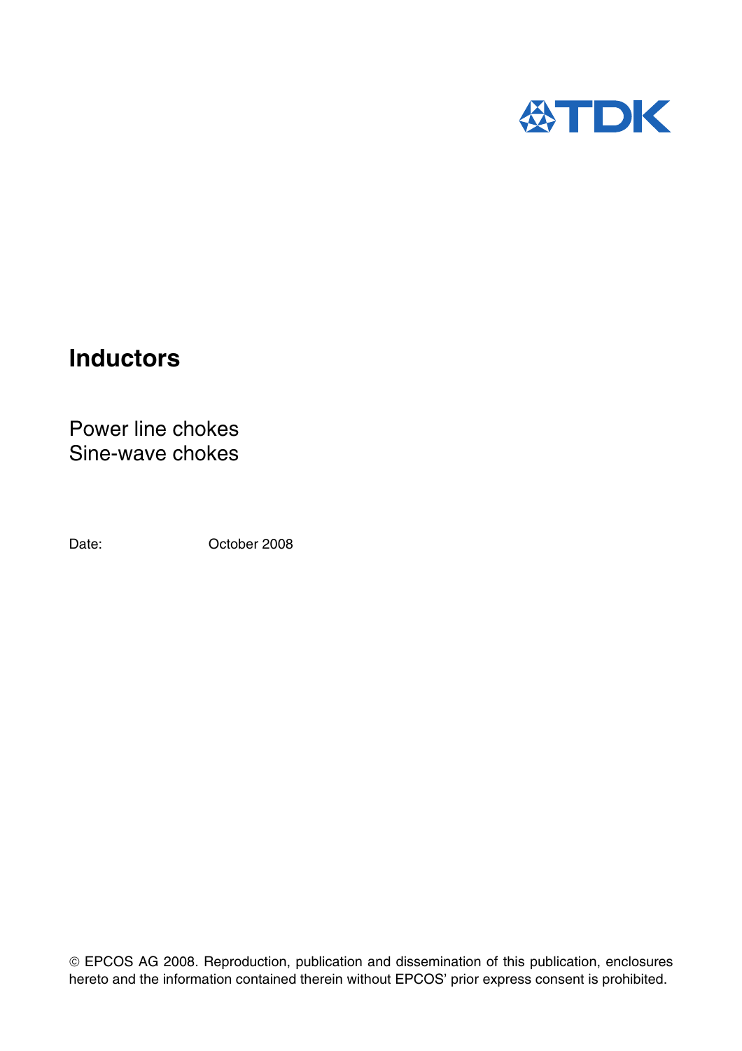TDK

# Inductors

Power line chokes
Sine-wave chokes

Date: October 2008

© EPCOS AG 2008. Reproduction, publication and dissemination of this publication, enclosures hereto and the information contained therein without EPCOS' prior express consent is prohibited.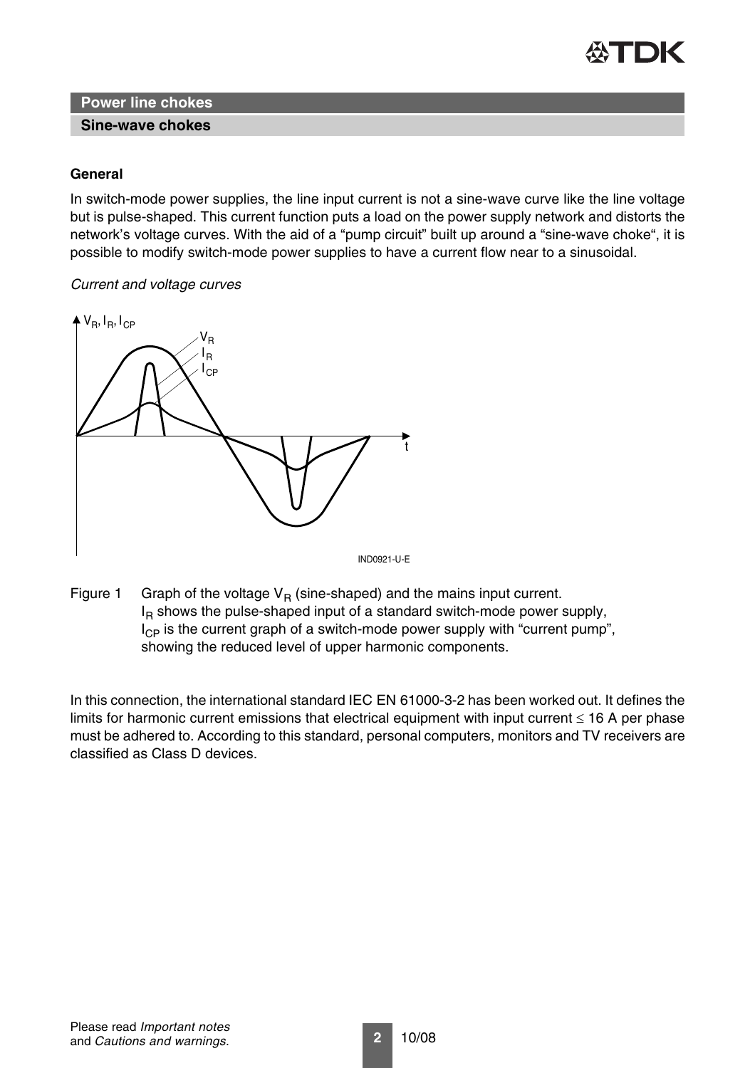## Power line chokes

### Sine-wave chokes

**General**

In switch-mode power supplies, the line input current is not a sine-wave curve like the line voltage but is pulse-shaped. This current function puts a load on the power supply network and distorts the network's voltage curves. With the aid of a "pump circuit" built up around a "sine-wave choke", it is possible to modify switch-mode power supplies to have a current flow near to a sinusoidal.

*Current and voltage curves*

Figure 1 Graph of the voltage $V_R$ (sine-shaped) and the mains input current. $I_R$ shows the pulse-shaped input of a standard switch-mode power supply, $I_{CP}$ is the current graph of a switch-mode power supply with "current pump", showing the reduced level of upper harmonic components.

In this connection, the international standard IEC EN 61000-3-2 has been worked out. It defines the limits for harmonic current emissions that electrical equipment with input current $\leq$ 16 A per phase must be adhered to. According to this standard, personal computers, monitors and TV receivers are classified as Class D devices.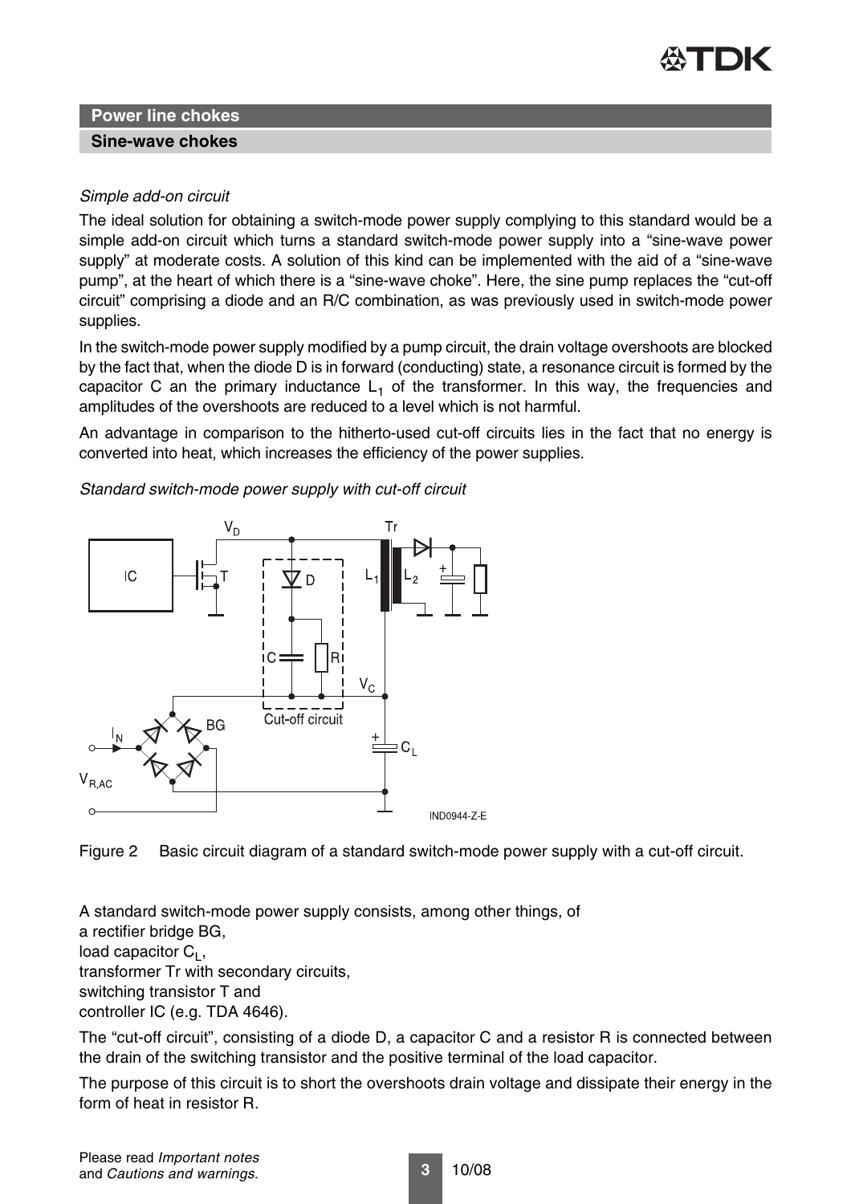## Power line chokes

### Sine-wave chokes

*Simple add-on circuit*

The ideal solution for obtaining a switch-mode power supply complying to this standard would be a simple add-on circuit which turns a standard switch-mode power supply into a "sine-wave power supply" at moderate costs. A solution of this kind can be implemented with the aid of a "sine-wave pump", at the heart of which there is a "sine-wave choke". Here, the sine pump replaces the "cut-off circuit" comprising a diode and an R/C combination, as was previously used in switch-mode power supplies.

In the switch-mode power supply modified by a pump circuit, the drain voltage overshoots are blocked by the fact that, when the diode D is in forward (conducting) state, a resonance circuit is formed by the capacitor C an the primary inductance $L_1$ of the transformer. In this way, the frequencies and amplitudes of the overshoots are reduced to a level which is not harmful.

An advantage in comparison to the hitherto-used cut-off circuits lies in the fact that no energy is converted into heat, which increases the efficiency of the power supplies.

*Standard switch-mode power supply with cut-off circuit*

Figure 2 Basic circuit diagram of a standard switch-mode power supply with a cut-off circuit.

A standard switch-mode power supply consists, among other things, of
a rectifier bridge BG,
load capacitor $C_L$,
transformer Tr with secondary circuits,
switching transistor T and
controller IC (e.g. TDA 4646).

The "cut-off circuit", consisting of a diode D, a capacitor C and a resistor R is connected between the drain of the switching transistor and the positive terminal of the load capacitor.

The purpose of this circuit is to short the overshoots drain voltage and dissipate their energy in the form of heat in resistor R.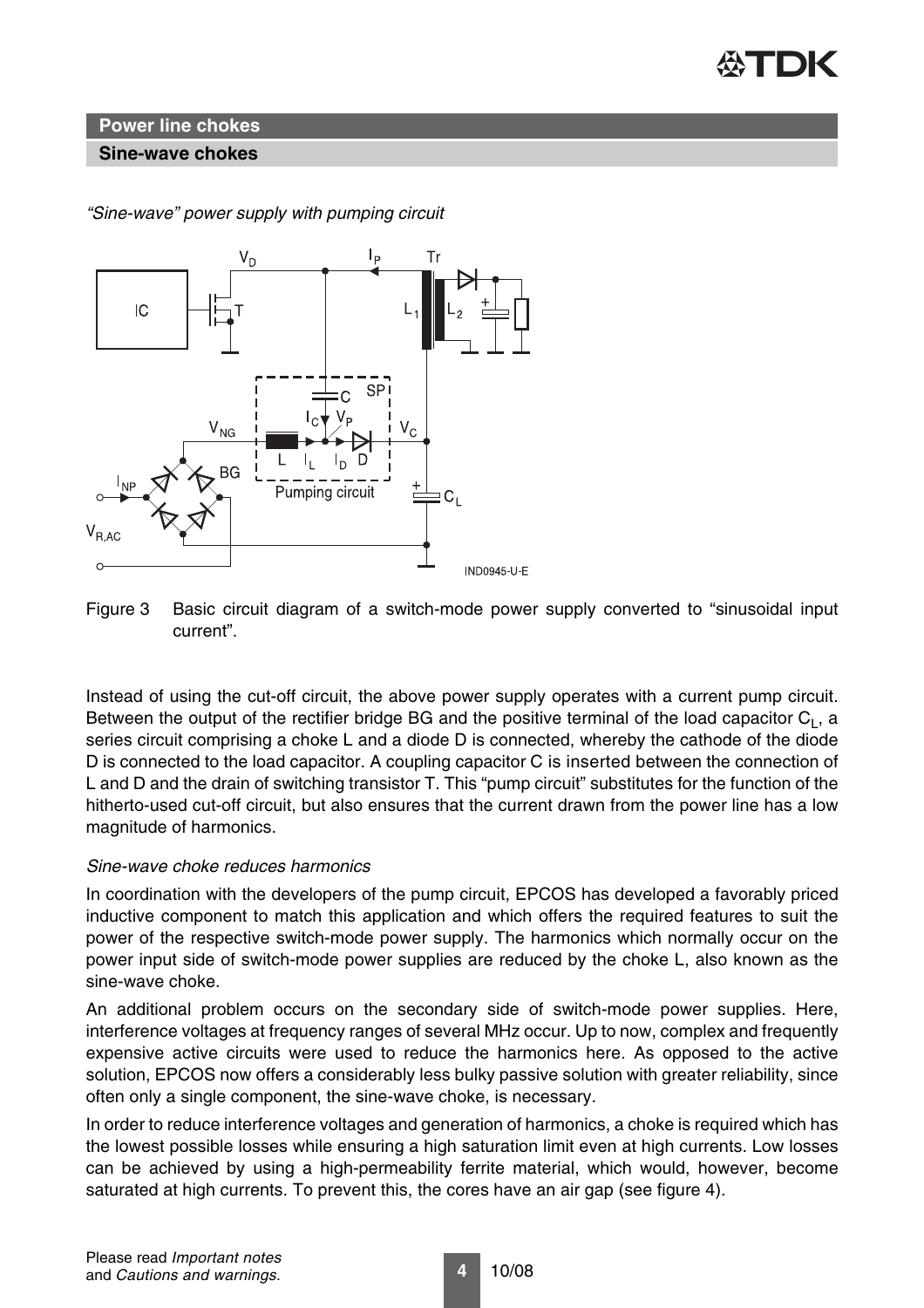## Power line chokes

### Sine-wave chokes

*"Sine-wave" power supply with pumping circuit*

Figure 3 Basic circuit diagram of a switch-mode power supply converted to "sinusoidal input current".

Instead of using the cut-off circuit, the above power supply operates with a current pump circuit. Between the output of the rectifier bridge BG and the positive terminal of the load capacitor $C_L$, a series circuit comprising a choke L and a diode D is connected, whereby the cathode of the diode D is connected to the load capacitor. A coupling capacitor C is inserted between the connection of L and D and the drain of switching transistor T. This "pump circuit" substitutes for the function of the hitherto-used cut-off circuit, but also ensures that the current drawn from the power line has a low magnitude of harmonics.

*Sine-wave choke reduces harmonics*

In coordination with the developers of the pump circuit, EPCOS has developed a favorably priced inductive component to match this application and which offers the required features to suit the power of the respective switch-mode power supply. The harmonics which normally occur on the power input side of switch-mode power supplies are reduced by the choke L, also known as the sine-wave choke.

An additional problem occurs on the secondary side of switch-mode power supplies. Here, interference voltages at frequency ranges of several MHz occur. Up to now, complex and frequently expensive active circuits were used to reduce the harmonics here. As opposed to the active solution, EPCOS now offers a considerably less bulky passive solution with greater reliability, since often only a single component, the sine-wave choke, is necessary.

In order to reduce interference voltages and generation of harmonics, a choke is required which has the lowest possible losses while ensuring a high saturation limit even at high currents. Low losses can be achieved by using a high-permeability ferrite material, which would, however, become saturated at high currents. To prevent this, the cores have an air gap (see figure 4).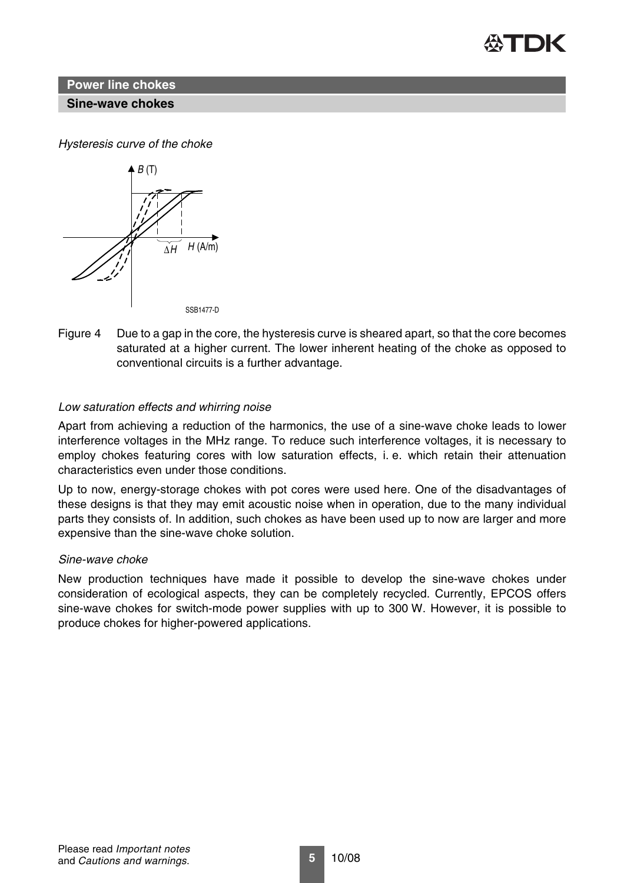## Power line chokes

### Sine-wave chokes

*Hysteresis curve of the choke*

B (T)

H (A/m)

ΔH

SSB1477-D

Figure 4 Due to a gap in the core, the hysteresis curve is sheared apart, so that the core becomes saturated at a higher current. The lower inherent heating of the choke as opposed to conventional circuits is a further advantage.

*Low saturation effects and whirring noise*

Apart from achieving a reduction of the harmonics, the use of a sine-wave choke leads to lower interference voltages in the MHz range. To reduce such interference voltages, it is necessary to employ chokes featuring cores with low saturation effects, i. e. which retain their attenuation characteristics even under those conditions.

Up to now, energy-storage chokes with pot cores were used here. One of the disadvantages of these designs is that they may emit acoustic noise when in operation, due to the many individual parts they consists of. In addition, such chokes as have been used up to now are larger and more expensive than the sine-wave choke solution.

*Sine-wave choke*

New production techniques have made it possible to develop the sine-wave chokes under consideration of ecological aspects, they can be completely recycled. Currently, EPCOS offers sine-wave chokes for switch-mode power supplies with up to 300 W. However, it is possible to produce chokes for higher-powered applications.